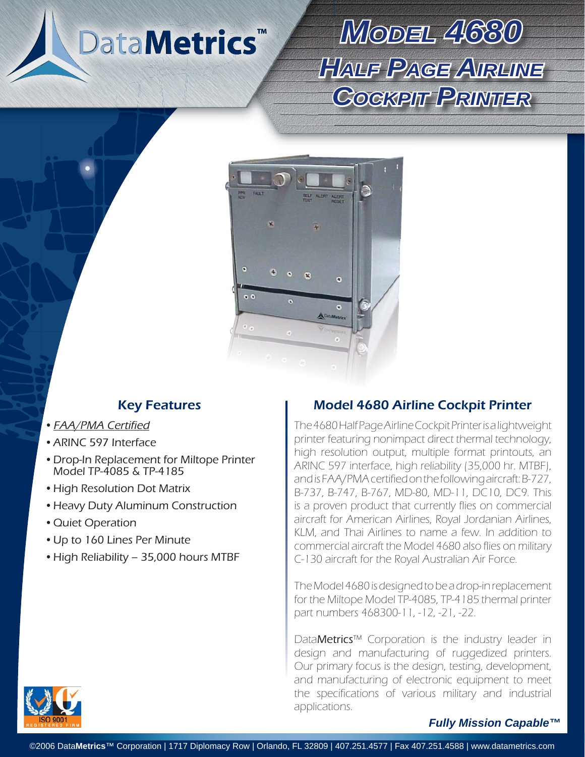DataMetrics™

# Model 4680 Half Page Airline Cockpit Printer

## Key Features

- *FAA/PMA Certified*
- ARINC 597 Interface
- Drop-In Replacement for Miltope Printer Model TP-4085 & TP-4185
- High Resolution Dot Matrix
- Heavy Duty Aluminum Construction
- Quiet Operation
- Up to 160 Lines Per Minute
- High Reliability – 35,000 hours MTBF

## Model 4680 Airline Cockpit Printer

The 4680 Half Page Airline Cockpit Printer is a lightweight printer featuring nonimpact direct thermal technology, high resolution output, multiple format printouts, an ARINC 597 interface, high reliability (35,000 hr. MTBF), and is FAA/PMA certified on the following aircraft: B-727, B-737, B-747, B-767, MD-80, MD-11, DC10, DC9. This is a proven product that currently flies on commercial aircraft for American Airlines, Royal Jordanian Airlines, KLM, and Thai Airlines to name a few. In addition to commercial aircraft the Model 4680 also flies on military C-130 aircraft for the Royal Australian Air Force.

The Model 4680 is designed to be a drop-in replacement for the Miltope Model TP-4085, TP-4185 thermal printer part numbers 468300-11, -12, -21, -22.

DataMetrics™ Corporation is the industry leader in design and manufacturing of ruggedized printers. Our primary focus is the design, testing, development, and manufacturing of electronic equipment to meet the specifications of various military and industrial applications.

ISO 9001 REGISTERED FIRM

***Fully Mission Capable™***

©2006 DataMetrics™ Corporation | 1717 Diplomacy Row | Orlando, FL 32809 | 407.251.4577 | Fax 407.251.4588 | www.datametrics.com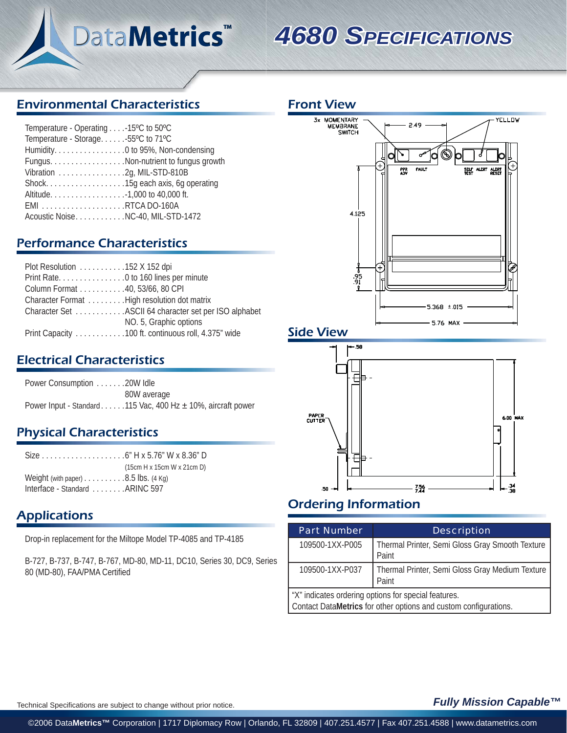# 4680 SPECIFICATIONS

## Environmental Characteristics

Temperature - Operating . . . .-15ºC to 50ºC
Temperature - Storage. . . . . .-55ºC to 71ºC
Humidity. . . . . . . . . . . . . . . . .0 to 95%, Non-condensing
Fungus. . . . . . . . . . . . . . . . . .Non-nutrient to fungus growth
Vibration . . . . . . . . . . . . . . . .2g, MIL-STD-810B
Shock. . . . . . . . . . . . . . . . . . .15g each axis, 6g operating
Altitude. . . . . . . . . . . . . . . . . .-1,000 to 40,000 ft.
EMI . . . . . . . . . . . . . . . . . . . .RTCA DO-160A
Acoustic Noise. . . . . . . . . . . .NC-40, MIL-STD-1472

## Performance Characteristics

Plot Resolution . . . . . . . . . . .152 X 152 dpi
Print Rate. . . . . . . . . . . . . . . .0 to 160 lines per minute
Column Format . . . . . . . . . . .40, 53/66, 80 CPI
Character Format . . . . . . . . .High resolution dot matrix
Character Set . . . . . . . . . . . .ASCII 64 character set per ISO alphabet NO. 5, Graphic options
Print Capacity . . . . . . . . . . . .100 ft. continuous roll, 4.375" wide

## Electrical Characteristics

Power Consumption . . . . . . .20W Idle
80W average
Power Input - Standard . . . . . .115 Vac, 400 Hz ± 10%, aircraft power

## Physical Characteristics

Size . . . . . . . . . . . . . . . . . . . .6" H x 5.76" W x 8.36" D
(15cm H x 15cm W x 21cm D)
Weight (with paper) . . . . . . . . . .8.5 lbs. (4 Kg)
Interface - Standard . . . . . . . .ARINC 597

## Applications

Drop-in replacement for the Miltope Model TP-4085 and TP-4185

B-727, B-737, B-747, B-767, MD-80, MD-11, DC10, Series 30, DC9, Series 80 (MD-80), FAA/PMA Certified

## Front View

3x MOMENTARY MEMBRANE SWITCH
YELLOW
2.49
PPR ADV
FAULT
SELF TEST
ALERT
ALERT RESET
4.125
.95
.91
5.368 ±.015
5.76 MAX

## Side View

.58
PAPER CUTTER
6.00 MAX
.50
7.56
7.44
.34
.38

## Ordering Information

| Part Number | Description |
|---|---|
| 109500-1XX-P005 | Thermal Printer, Semi Gloss Gray Smooth Texture Paint |
| 109500-1XX-P037 | Thermal Printer, Semi Gloss Gray Medium Texture Paint |

"X" indicates ordering options for special features.
Contact Data**Metrics** for other options and custom configurations.

Technical Specifications are subject to change without prior notice.

*Fully Mission Capable™*

©2006 Data**Metrics™** Corporation | 1717 Diplomacy Row | Orlando, FL 32809 | 407.251.4577 | Fax 407.251.4588 | www.datametrics.com